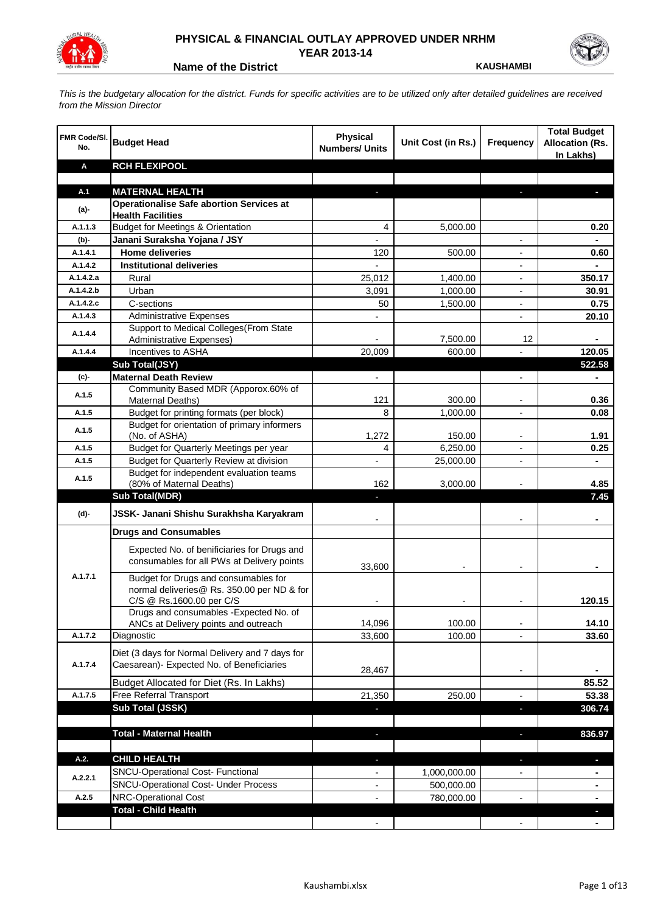# PHYSICAL & FINANCIAL OUTLAY APPROVED UNDER NRHM

## YEAR 2013-14

**Name of the District** **KAUSHAMBI**

*This is the budgetary allocation for the district. Funds for specific activities are to be utilized only after detailed guidelines are received from the Mission Director*

| FMR Code/Sl. No. | Budget Head | Physical Numbers/ Units | Unit Cost (in Rs.) | Frequency | Total Budget Allocation (Rs. In Lakhs) |
|---|---|---|---|---|---|
| **A** | **RCH FLEXIPOOL** | | | | |
| | | | | | |
| **A.1** | **MATERNAL HEALTH** | - | | - | - |
| **(a)-** | **Operationalise Safe abortion Services at Health Facilities** | | | | |
| A.1.1.3 | Budget for Meetings & Orientation | 4 | 5,000.00 | | 0.20 |
| **(b)-** | **Janani Suraksha Yojana / JSY** | - | | - | - |
| A.1.4.1 | **Home deliveries** | 120 | 500.00 | - | 0.60 |
| A.1.4.2 | **Institutional deliveries** | - | | - | - |
| A.1.4.2.a | Rural | 25,012 | 1,400.00 | - | 350.17 |
| A.1.4.2.b | Urban | 3,091 | 1,000.00 | - | 30.91 |
| A.1.4.2.c | C-sections | 50 | 1,500.00 | - | 0.75 |
| A.1.4.3 | Administrative Expenses | - | | - | 20.10 |
| A.1.4.4 | Support to Medical Colleges(From State Administrative Expenses) | - | 7,500.00 | 12 | - |
| A.1.4.4 | Incentives to ASHA | 20,009 | 600.00 | - | 120.05 |
| | **Sub Total(JSY)** | | | | **522.58** |
| **(c)-** | **Maternal Death Review** | - | | - | - |
| A.1.5 | Community Based MDR (Apporox.60% of Maternal Deaths) | 121 | 300.00 | - | 0.36 |
| A.1.5 | Budget for printing formats (per block) | 8 | 1,000.00 | - | 0.08 |
| A.1.5 | Budget for orientation of primary informers (No. of ASHA) | 1,272 | 150.00 | - | 1.91 |
| A.1.5 | Budget for Quarterly Meetings per year | 4 | 6,250.00 | - | 0.25 |
| A.1.5 | Budget for Quarterly Review at division | - | 25,000.00 | - | - |
| A.1.5 | Budget for independent evaluation teams (80% of Maternal Deaths) | 162 | 3,000.00 | - | 4.85 |
| | **Sub Total(MDR)** | - | | | **7.45** |
| **(d)-** | **JSSK- Janani Shishu Surakhsha Karyakram** | - | | - | - |
| | **Drugs and Consumables** | | | | |
| A.1.7.1 | Expected No. of benificiaries for Drugs and consumables for all PWs at Delivery points | 33,600 | - | - | - |
| | Budget for Drugs and consumables for normal deliveries@ Rs. 350.00 per ND & for C/S @ Rs.1600.00 per C/S | - | - | - | 120.15 |
| | Drugs and consumables -Expected No. of ANCs at Delivery points and outreach | 14,096 | 100.00 | - | 14.10 |
| A.1.7.2 | Diagnostic | 33,600 | 100.00 | - | 33.60 |
| A.1.7.4 | Diet (3 days for Normal Delivery and 7 days for Caesarean)- Expected No. of Beneficiaries | 28,467 | | - | - |
| | Budget Allocated for Diet (Rs. In Lakhs) | | | | 85.52 |
| A.1.7.5 | Free Referral Transport | 21,350 | 250.00 | - | 53.38 |
| | **Sub Total (JSSK)** | - | | - | **306.74** |
| | | | | | |
| | **Total - Maternal Health** | - | | - | **836.97** |
| | | | | | |
| **A.2.** | **CHILD HEALTH** | - | | - | - |
| A.2.2.1 | SNCU-Operational Cost- Functional | - | 1,000,000.00 | - | - |
| | SNCU-Operational Cost- Under Process | - | 500,000.00 | | - |
| A.2.5 | NRC-Operational Cost | - | 780,000.00 | - | - |
| | **Total - Child Health** | | | | - |
| | | - | | - | - |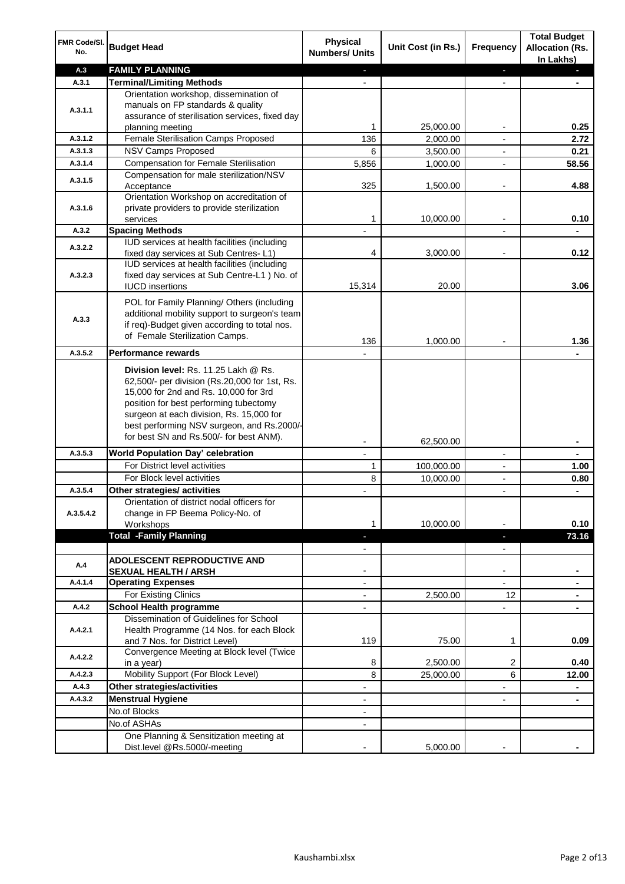| FMR Code/Sl. No. | Budget Head | Physical Numbers/ Units | Unit Cost (in Rs.) | Frequency | Total Budget Allocation (Rs. In Lakhs) |
|---|---|---|---|---|---|
| A.3 | **FAMILY PLANNING** | - | | - | - |
| A.3.1 | **Terminal/Limiting Methods** | - | | - | - |
| A.3.1.1 | Orientation workshop, dissemination of manuals on FP standards & quality assurance of sterilisation services, fixed day planning meeting | 1 | 25,000.00 | - | **0.25** |
| A.3.1.2 | Female Sterilisation Camps Proposed | 136 | 2,000.00 | - | **2.72** |
| A.3.1.3 | NSV Camps Proposed | 6 | 3,500.00 | - | **0.21** |
| A.3.1.4 | Compensation for Female Sterilisation | 5,856 | 1,000.00 | - | **58.56** |
| A.3.1.5 | Compensation for male sterilization/NSV Acceptance | 325 | 1,500.00 | - | **4.88** |
| A.3.1.6 | Orientation Workshop on accreditation of private providers to provide sterilization services | 1 | 10,000.00 | - | **0.10** |
| A.3.2 | **Spacing Methods** | - | | - | - |
| A.3.2.2 | IUD services at health facilities (including fixed day services at Sub Centres- L1) | 4 | 3,000.00 | - | **0.12** |
| A.3.2.3 | IUD services at health facilities (including fixed day services at Sub Centre-L1 ) No. of IUCD insertions | 15,314 | 20.00 | | **3.06** |
| A.3.3 | POL for Family Planning/ Others (including additional mobility support to surgeon's team if req)-Budget given according to total nos. of Female Sterilization Camps. | 136 | 1,000.00 | - | **1.36** |
| A.3.5.2 | **Performance rewards** | - | | | - |
| | **Division level:** Rs. 11.25 Lakh @ Rs. 62,500/- per division (Rs.20,000 for 1st, Rs. 15,000 for 2nd and Rs. 10,000 for 3rd position for best performing tubectomy surgeon at each division, Rs. 15,000 for best performing NSV surgeon, and Rs.2000/- for best SN and Rs.500/- for best ANM). | - | 62,500.00 | | - |
| A.3.5.3 | **World Population Day' celebration** | - | | - | - |
| | For District level activities | 1 | 100,000.00 | - | **1.00** |
| | For Block level activities | 8 | 10,000.00 | - | **0.80** |
| A.3.5.4 | **Other strategies/ activities** | - | | - | - |
| A.3.5.4.2 | Orientation of district nodal officers for change in FP Beema Policy-No. of Workshops | 1 | 10,000.00 | - | **0.10** |
| | **Total -Family Planning** | - | | - | **73.16** |
| | | - | | - | |
| A.4 | **ADOLESCENT REPRODUCTIVE AND SEXUAL HEALTH / ARSH** | - | | - | - |
| A.4.1.4 | **Operating Expenses** | - | | - | - |
| | For Existing Clinics | - | 2,500.00 | 12 | - |
| A.4.2 | **School Health programme** | - | | - | - |
| A.4.2.1 | Dissemination of Guidelines for School Health Programme (14 Nos. for each Block and 7 Nos. for District Level) | 119 | 75.00 | 1 | **0.09** |
| A.4.2.2 | Convergence Meeting at Block level (Twice in a year) | 8 | 2,500.00 | 2 | **0.40** |
| A.4.2.3 | Mobility Support (For Block Level) | 8 | 25,000.00 | 6 | **12.00** |
| A.4.3 | **Other strategies/activities** | - | | - | - |
| A.4.3.2 | **Menstrual Hygiene** | - | | - | - |
| | No.of Blocks | - | | | |
| | No.of ASHAs | - | | | |
| | One Planning & Sensitization meeting at Dist.level @Rs.5000/-meeting | - | 5,000.00 | - | - |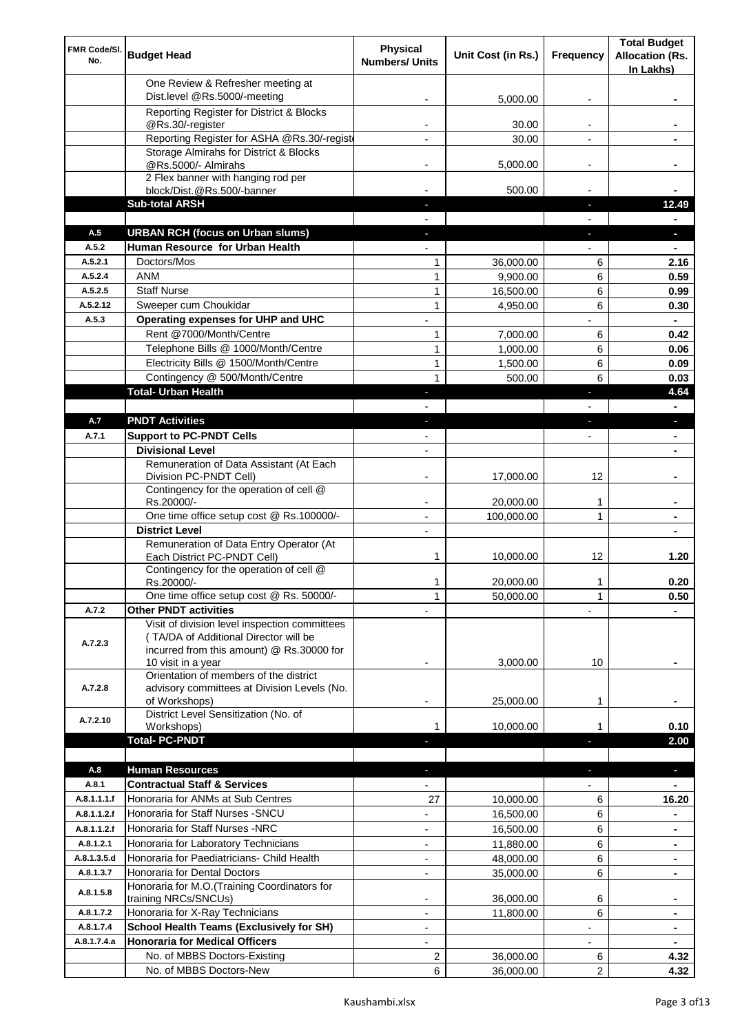| FMR Code/Sl. No. | Budget Head | Physical Numbers/ Units | Unit Cost (in Rs.) | Frequency | Total Budget Allocation (Rs. In Lakhs) |
|---|---|---|---|---|---|
| | One Review & Refresher meeting at Dist.level @Rs.5000/-meeting | - | 5,000.00 | - | - |
| | Reporting Register for District & Blocks @Rs.30/-register | - | 30.00 | - | - |
| | Reporting Register for ASHA @Rs.30/-register | - | 30.00 | - | - |
| | Storage Almirahs for District & Blocks @Rs.5000/- Almirahs | - | 5,000.00 | - | - |
| | 2 Flex banner with hanging rod per block/Dist.@Rs.500/-banner | - | 500.00 | - | - |
| | **Sub-total ARSH** | - | | - | **12.49** |
| | | - | | - | - |
| **A.5** | **URBAN RCH (focus on Urban slums)** | - | | - | - |
| **A.5.2** | **Human Resource for Urban Health** | - | | - | - |
| A.5.2.1 | Doctors/Mos | 1 | 36,000.00 | 6 | **2.16** |
| A.5.2.4 | ANM | 1 | 9,900.00 | 6 | **0.59** |
| A.5.2.5 | Staff Nurse | 1 | 16,500.00 | 6 | **0.99** |
| A.5.2.12 | Sweeper cum Choukidar | 1 | 4,950.00 | 6 | **0.30** |
| **A.5.3** | **Operating expenses for UHP and UHC** | - | | - | - |
| | Rent @7000/Month/Centre | 1 | 7,000.00 | 6 | **0.42** |
| | Telephone Bills @ 1000/Month/Centre | 1 | 1,000.00 | 6 | **0.06** |
| | Electricity Bills @ 1500/Month/Centre | 1 | 1,500.00 | 6 | **0.09** |
| | Contingency @ 500/Month/Centre | 1 | 500.00 | 6 | **0.03** |
| | **Total- Urban Health** | - | | - | **4.64** |
| | | - | | - | - |
| **A.7** | **PNDT Activities** | - | | - | - |
| **A.7.1** | **Support to PC-PNDT Cells** | - | | - | - |
| | **Divisional Level** | - | | | - |
| | Remuneration of Data Assistant (At Each Division PC-PNDT Cell) | - | 17,000.00 | 12 | - |
| | Contingency for the operation of cell @ Rs.20000/- | - | 20,000.00 | 1 | - |
| | One time office setup cost @ Rs.100000/- | - | 100,000.00 | 1 | - |
| | **District Level** | - | | | - |
| | Remuneration of Data Entry Operator (At Each District PC-PNDT Cell) | 1 | 10,000.00 | 12 | **1.20** |
| | Contingency for the operation of cell @ Rs.20000/- | 1 | 20,000.00 | 1 | **0.20** |
| | One time office setup cost @ Rs. 50000/- | 1 | 50,000.00 | 1 | **0.50** |
| **A.7.2** | **Other PNDT activities** | - | | - | - |
| A.7.2.3 | Visit of division level inspection committees ( TA/DA of Additional Director will be incurred from this amount) @ Rs.30000 for 10 visit in a year | - | 3,000.00 | 10 | - |
| A.7.2.8 | Orientation of members of the district advisory committees at Division Levels (No. of Workshops) | - | 25,000.00 | 1 | - |
| A.7.2.10 | District Level Sensitization (No. of Workshops) | 1 | 10,000.00 | 1 | **0.10** |
| | **Total- PC-PNDT** | - | | - | **2.00** |
| | | | | | |
| **A.8** | **Human Resources** | - | | - | - |
| **A.8.1** | **Contractual Staff & Services** | - | | - | - |
| A.8.1.1.1.f | Honoraria for ANMs at Sub Centres | 27 | 10,000.00 | 6 | **16.20** |
| A.8.1.1.2.f | Honoraria for Staff Nurses -SNCU | - | 16,500.00 | 6 | - |
| A.8.1.1.2.f | Honoraria for Staff Nurses -NRC | - | 16,500.00 | 6 | - |
| A.8.1.2.1 | Honoraria for Laboratory Technicians | - | 11,880.00 | 6 | - |
| A.8.1.3.5.d | Honoraria for Paediatricians- Child Health | - | 48,000.00 | 6 | - |
| A.8.1.3.7 | Honoraria for Dental Doctors | - | 35,000.00 | 6 | - |
| A.8.1.5.8 | Honoraria for M.O.(Training Coordinators for training NRCs/SNCUs) | - | 36,000.00 | 6 | - |
| A.8.1.7.2 | Honoraria for X-Ray Technicians | - | 11,800.00 | 6 | - |
| A.8.1.7.4 | **School Health Teams (Exclusively for SH)** | - | | - | - |
| A.8.1.7.4.a | **Honoraria for Medical Officers** | - | | - | - |
| | No. of MBBS Doctors-Existing | 2 | 36,000.00 | 6 | **4.32** |
| | No. of MBBS Doctors-New | 6 | 36,000.00 | 2 | **4.32** |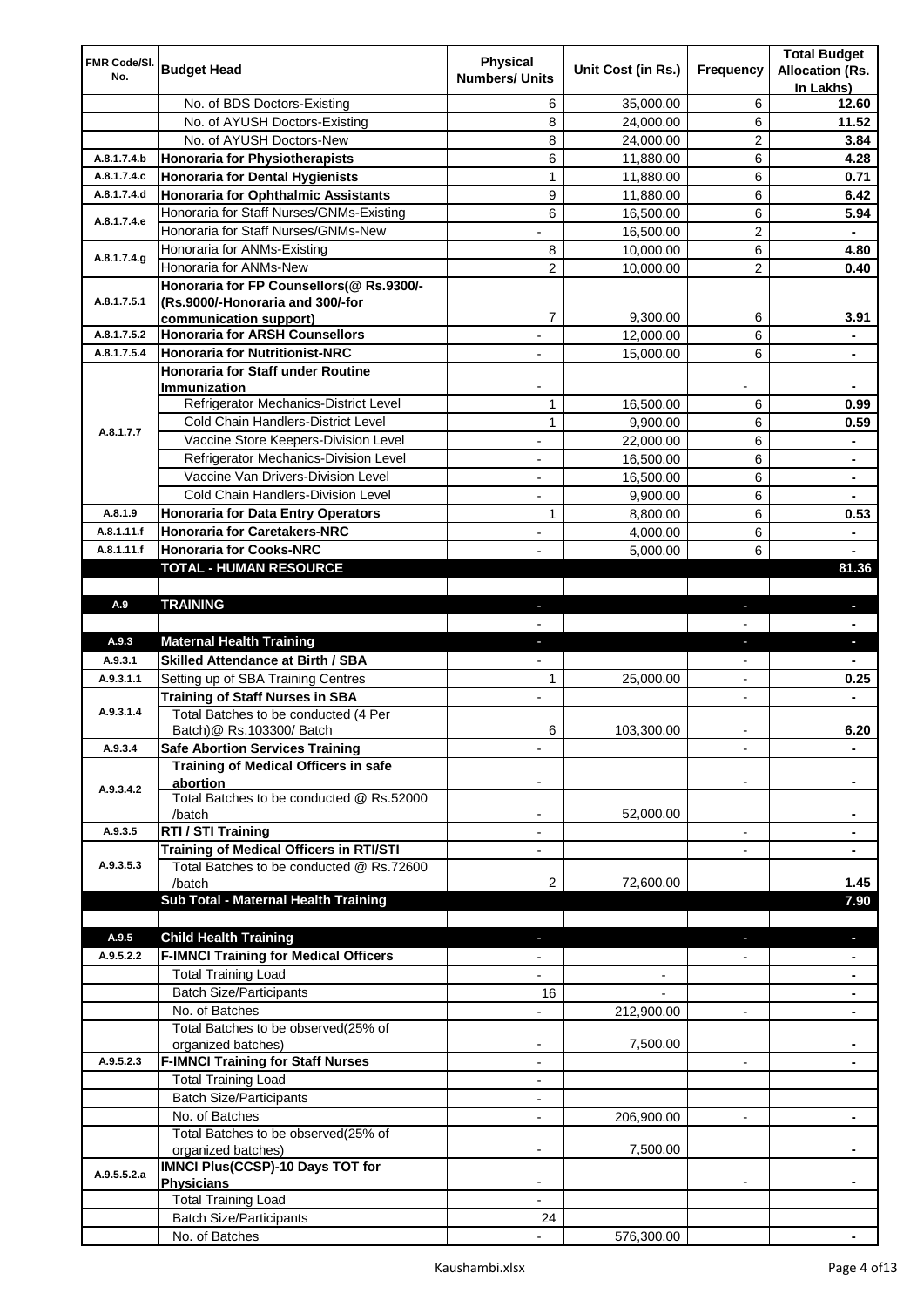| FMR Code/Sl. No. | Budget Head | Physical Numbers/ Units | Unit Cost (in Rs.) | Frequency | Total Budget Allocation (Rs. In Lakhs) |
|---|---|---|---|---|---|
| | No. of BDS Doctors-Existing | 6 | 35,000.00 | 6 | **12.60** |
| | No. of AYUSH Doctors-Existing | 8 | 24,000.00 | 6 | **11.52** |
| | No. of AYUSH Doctors-New | 8 | 24,000.00 | 2 | **3.84** |
| A.8.1.7.4.b | **Honoraria for Physiotherapists** | 6 | 11,880.00 | 6 | **4.28** |
| A.8.1.7.4.c | **Honoraria for Dental Hygienists** | 1 | 11,880.00 | 6 | **0.71** |
| A.8.1.7.4.d | **Honoraria for Ophthalmic Assistants** | 9 | 11,880.00 | 6 | **6.42** |
| A.8.1.7.4.e | Honoraria for Staff Nurses/GNMs-Existing | 6 | 16,500.00 | 6 | **5.94** |
| | Honoraria for Staff Nurses/GNMs-New | - | 16,500.00 | 2 | **-** |
| A.8.1.7.4.g | Honoraria for ANMs-Existing | 8 | 10,000.00 | 6 | **4.80** |
| | Honoraria for ANMs-New | 2 | 10,000.00 | 2 | **0.40** |
| A.8.1.7.5.1 | **Honoraria for FP Counsellors(@ Rs.9300/- (Rs.9000/-Honoraria and 300/-for communication support)** | 7 | 9,300.00 | 6 | **3.91** |
| A.8.1.7.5.2 | **Honoraria for ARSH Counsellors** | - | 12,000.00 | 6 | **-** |
| A.8.1.7.5.4 | **Honoraria for Nutritionist-NRC** | - | 15,000.00 | 6 | **-** |
| A.8.1.7.7 | **Honoraria for Staff under Routine Immunization** | - | | - | **-** |
| | Refrigerator Mechanics-District Level | 1 | 16,500.00 | 6 | **0.99** |
| | Cold Chain Handlers-District Level | 1 | 9,900.00 | 6 | **0.59** |
| | Vaccine Store Keepers-Division Level | - | 22,000.00 | 6 | **-** |
| | Refrigerator Mechanics-Division Level | - | 16,500.00 | 6 | **-** |
| | Vaccine Van Drivers-Division Level | - | 16,500.00 | 6 | **-** |
| | Cold Chain Handlers-Division Level | - | 9,900.00 | 6 | **-** |
| A.8.1.9 | **Honoraria for Data Entry Operators** | 1 | 8,800.00 | 6 | **0.53** |
| A.8.1.11.f | **Honoraria for Caretakers-NRC** | - | 4,000.00 | 6 | **-** |
| A.8.1.11.f | **Honoraria for Cooks-NRC** | - | 5,000.00 | 6 | **-** |
| | **TOTAL - HUMAN RESOURCE** | | | | **81.36** |
| | | | | | |
| A.9 | **TRAINING** | - | | - | **-** |
| | | - | | - | **-** |
| A.9.3 | **Maternal Health Training** | - | | - | **-** |
| A.9.3.1 | **Skilled Attendance at Birth / SBA** | - | | - | **-** |
| A.9.3.1.1 | Setting up of SBA Training Centres | 1 | 25,000.00 | - | **0.25** |
| A.9.3.1.4 | **Training of Staff Nurses in SBA** | - | | - | **-** |
| | Total Batches to be conducted (4 Per Batch)@ Rs.103300/ Batch | 6 | 103,300.00 | - | **6.20** |
| A.9.3.4 | **Safe Abortion Services Training** | - | | - | **-** |
| A.9.3.4.2 | **Training of Medical Officers in safe abortion** | - | | - | **-** |
| | Total Batches to be conducted @ Rs.52000 /batch | - | 52,000.00 | | **-** |
| A.9.3.5 | **RTI / STI Training** | - | | - | **-** |
| A.9.3.5.3 | **Training of Medical Officers in RTI/STI** | - | | - | **-** |
| | Total Batches to be conducted @ Rs.72600 /batch | 2 | 72,600.00 | | **1.45** |
| | **Sub Total - Maternal Health Training** | | | | **7.90** |
| | | | | | |
| A.9.5 | **Child Health Training** | - | | - | **-** |
| A.9.5.2.2 | **F-IMNCI Training for Medical Officers** | - | | - | **-** |
| | Total Training Load | - | - | | **-** |
| | Batch Size/Participants | 16 | - | | **-** |
| | No. of Batches | - | 212,900.00 | - | **-** |
| | Total Batches to be observed(25% of organized batches) | - | 7,500.00 | | **-** |
| A.9.5.2.3 | **F-IMNCI Training for Staff Nurses** | - | | - | **-** |
| | Total Training Load | - | | | |
| | Batch Size/Participants | - | | | |
| | No. of Batches | - | 206,900.00 | - | **-** |
| | Total Batches to be observed(25% of organized batches) | - | 7,500.00 | | **-** |
| A.9.5.5.2.a | **IMNCI Plus(CCSP)-10 Days TOT for Physicians** | - | | - | **-** |
| | Total Training Load | - | | | |
| | Batch Size/Participants | 24 | | | |
| | No. of Batches | - | 576,300.00 | | **-** |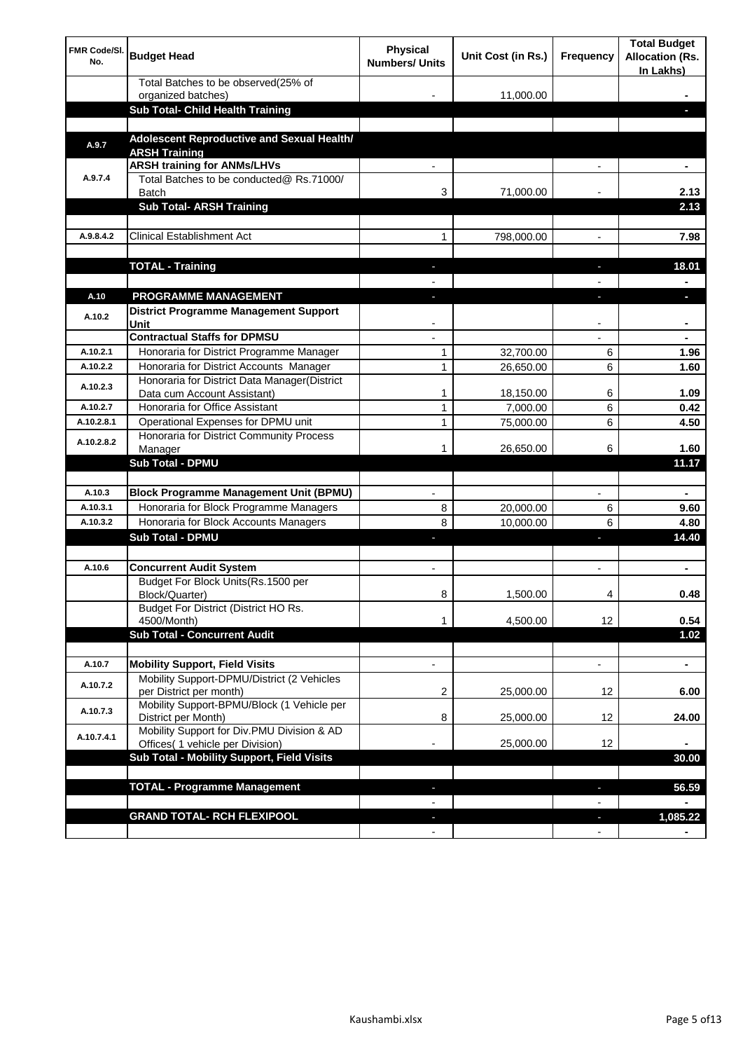| FMR Code/Sl. No. | Budget Head | Physical Numbers/ Units | Unit Cost (in Rs.) | Frequency | Total Budget Allocation (Rs. In Lakhs) |
|---|---|---|---|---|---|
| | Total Batches to be observed(25% of organized batches) | - | 11,000.00 | | - |
| | **Sub Total- Child Health Training** | | | | - |
| | | | | | |
| A.9.7 | **Adolescent Reproductive and Sexual Health/ ARSH Training** | | | | |
| A.9.7.4 | **ARSH training for ANMs/LHVs** | - | | - | - |
| | Total Batches to be conducted@ Rs.71000/ Batch | 3 | 71,000.00 | - | 2.13 |
| | **Sub Total- ARSH Training** | | | | 2.13 |
| | | | | | |
| A.9.8.4.2 | Clinical Establishment Act | 1 | 798,000.00 | - | 7.98 |
| | | | | | |
| | **TOTAL - Training** | - | | - | 18.01 |
| | | - | | - | - |
| A.10 | **PROGRAMME MANAGEMENT** | - | | - | - |
| A.10.2 | **District Programme Management Support Unit** | - | | - | - |
| | **Contractual Staffs for DPMSU** | - | | - | - |
| A.10.2.1 | Honoraria for District Programme Manager | 1 | 32,700.00 | 6 | 1.96 |
| A.10.2.2 | Honoraria for District Accounts Manager | 1 | 26,650.00 | 6 | 1.60 |
| A.10.2.3 | Honoraria for District Data Manager(District Data cum Account Assistant) | 1 | 18,150.00 | 6 | 1.09 |
| A.10.2.7 | Honoraria for Office Assistant | 1 | 7,000.00 | 6 | 0.42 |
| A.10.2.8.1 | Operational Expenses for DPMU unit | 1 | 75,000.00 | 6 | 4.50 |
| A.10.2.8.2 | Honoraria for District Community Process Manager | 1 | 26,650.00 | 6 | 1.60 |
| | **Sub Total - DPMU** | | | | 11.17 |
| | | | | | |
| A.10.3 | **Block Programme Management Unit (BPMU)** | - | | - | - |
| A.10.3.1 | Honoraria for Block Programme Managers | 8 | 20,000.00 | 6 | 9.60 |
| A.10.3.2 | Honoraria for Block Accounts Managers | 8 | 10,000.00 | 6 | 4.80 |
| | **Sub Total - DPMU** | - | | - | 14.40 |
| | | | | | |
| A.10.6 | **Concurrent Audit System** | - | | - | - |
| | Budget For Block Units(Rs.1500 per Block/Quarter) | 8 | 1,500.00 | 4 | 0.48 |
| | Budget For District (District HO Rs. 4500/Month) | 1 | 4,500.00 | 12 | 0.54 |
| | **Sub Total - Concurrent Audit** | | | | 1.02 |
| | | | | | |
| A.10.7 | **Mobility Support, Field Visits** | - | | - | - |
| A.10.7.2 | Mobility Support-DPMU/District (2 Vehicles per District per month) | 2 | 25,000.00 | 12 | 6.00 |
| A.10.7.3 | Mobility Support-BPMU/Block (1 Vehicle per District per Month) | 8 | 25,000.00 | 12 | 24.00 |
| A.10.7.4.1 | Mobility Support for Div.PMU Division & AD Offices( 1 vehicle per Division) | - | 25,000.00 | 12 | - |
| | **Sub Total - Mobility Support, Field Visits** | | | | 30.00 |
| | | | | | |
| | **TOTAL - Programme Management** | - | | - | 56.59 |
| | | - | | - | - |
| | **GRAND TOTAL- RCH FLEXIPOOL** | - | | - | 1,085.22 |
| | | - | | - | - |

Kaushambi.xlsx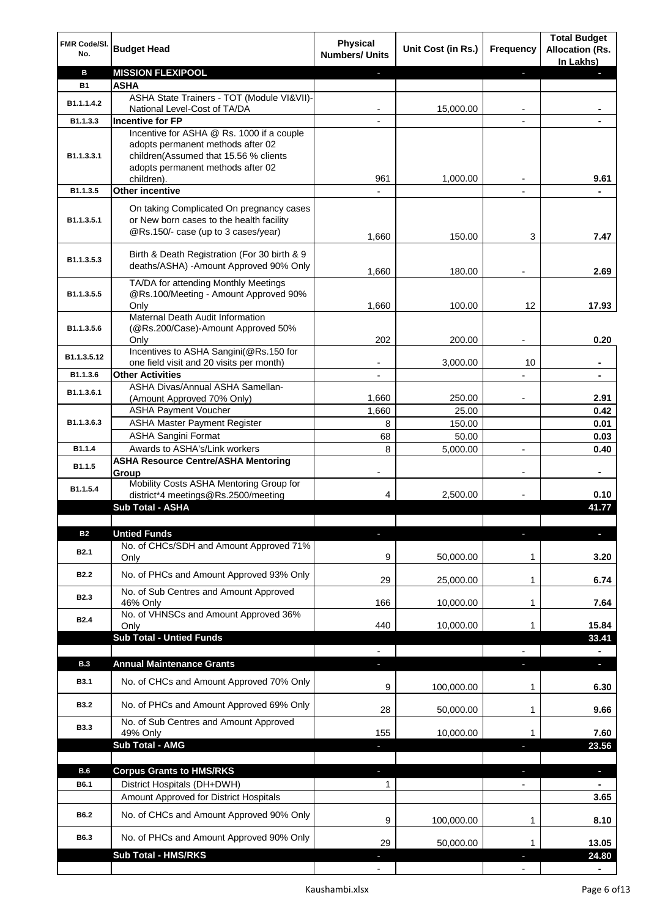| FMR Code/Sl. No. | Budget Head | Physical Numbers/ Units | Unit Cost (in Rs.) | Frequency | Total Budget Allocation (Rs. In Lakhs) |
|---|---|---|---|---|---|
| **B** | **MISSION FLEXIPOOL** | - | | - | - |
| **B1** | **ASHA** | | | | |
| B1.1.1.4.2 | ASHA State Trainers - TOT (Module VI&VII)-National Level-Cost of TA/DA | - | 15,000.00 | - | - |
| B1.1.3.3 | **Incentive for FP** | - | | - | - |
| B1.1.3.3.1 | Incentive for ASHA @ Rs. 1000 if a couple adopts permanent methods after 02 children(Assumed that 15.56 % clients adopts permanent methods after 02 children). | 961 | 1,000.00 | - | 9.61 |
| B1.1.3.5 | **Other incentive** | - | | - | - |
| B1.1.3.5.1 | On taking Complicated On pregnancy cases or New born cases to the health facility @Rs.150/- case (up to 3 cases/year) | 1,660 | 150.00 | 3 | 7.47 |
| B1.1.3.5.3 | Birth & Death Registration (For 30 birth & 9 deaths/ASHA) -Amount Approved 90% Only | 1,660 | 180.00 | - | 2.69 |
| B1.1.3.5.5 | TA/DA for attending Monthly Meetings @Rs.100/Meeting - Amount Approved 90% Only | 1,660 | 100.00 | 12 | 17.93 |
| B1.1.3.5.6 | Maternal Death Audit Information (@Rs.200/Case)-Amount Approved 50% Only | 202 | 200.00 | - | 0.20 |
| B1.1.3.5.12 | Incentives to ASHA Sangini(@Rs.150 for one field visit and 20 visits per month) | - | 3,000.00 | 10 | - |
| B1.1.3.6 | **Other Activities** | - | | - | - |
| B1.1.3.6.1 | ASHA Divas/Annual ASHA Samellan-(Amount Approved 70% Only) | 1,660 | 250.00 | - | 2.91 |
| B1.1.3.6.3 | ASHA Payment Voucher | 1,660 | 25.00 | | 0.42 |
| | ASHA Master Payment Register | 8 | 150.00 | | 0.01 |
| | ASHA Sangini Format | 68 | 50.00 | | 0.03 |
| B1.1.4 | Awards to ASHA's/Link workers | 8 | 5,000.00 | - | 0.40 |
| B1.1.5 | **ASHA Resource Centre/ASHA Mentoring Group** | - | | - | - |
| B1.1.5.4 | Mobility Costs ASHA Mentoring Group for district*4 meetings@Rs.2500/meeting | 4 | 2,500.00 | - | 0.10 |
| | **Sub Total - ASHA** | | | | **41.77** |
| | | | | | |
| **B2** | **Untied Funds** | - | | - | - |
| B2.1 | No. of CHCs/SDH and Amount Approved 71% Only | 9 | 50,000.00 | 1 | 3.20 |
| B2.2 | No. of PHCs and Amount Approved 93% Only | 29 | 25,000.00 | 1 | 6.74 |
| B2.3 | No. of Sub Centres and Amount Approved 46% Only | 166 | 10,000.00 | 1 | 7.64 |
| B2.4 | No. of VHNSCs and Amount Approved 36% Only | 440 | 10,000.00 | 1 | 15.84 |
| | **Sub Total - Untied Funds** | | | | **33.41** |
| | | - | | - | - |
| **B.3** | **Annual Maintenance Grants** | - | | - | - |
| B3.1 | No. of CHCs and Amount Approved 70% Only | 9 | 100,000.00 | 1 | 6.30 |
| B3.2 | No. of PHCs and Amount Approved 69% Only | 28 | 50,000.00 | 1 | 9.66 |
| B3.3 | No. of Sub Centres and Amount Approved 49% Only | 155 | 10,000.00 | 1 | 7.60 |
| | **Sub Total - AMG** | - | | - | **23.56** |
| | | | | | |
| **B.6** | **Corpus Grants to HMS/RKS** | - | | - | - |
| B6.1 | District Hospitals (DH+DWH) | 1 | | - | - |
| | Amount Approved for District Hospitals | | | | 3.65 |
| B6.2 | No. of CHCs and Amount Approved 90% Only | 9 | 100,000.00 | 1 | 8.10 |
| B6.3 | No. of PHCs and Amount Approved 90% Only | 29 | 50,000.00 | 1 | 13.05 |
| | **Sub Total - HMS/RKS** | - | | - | **24.80** |
| | | - | | - | - |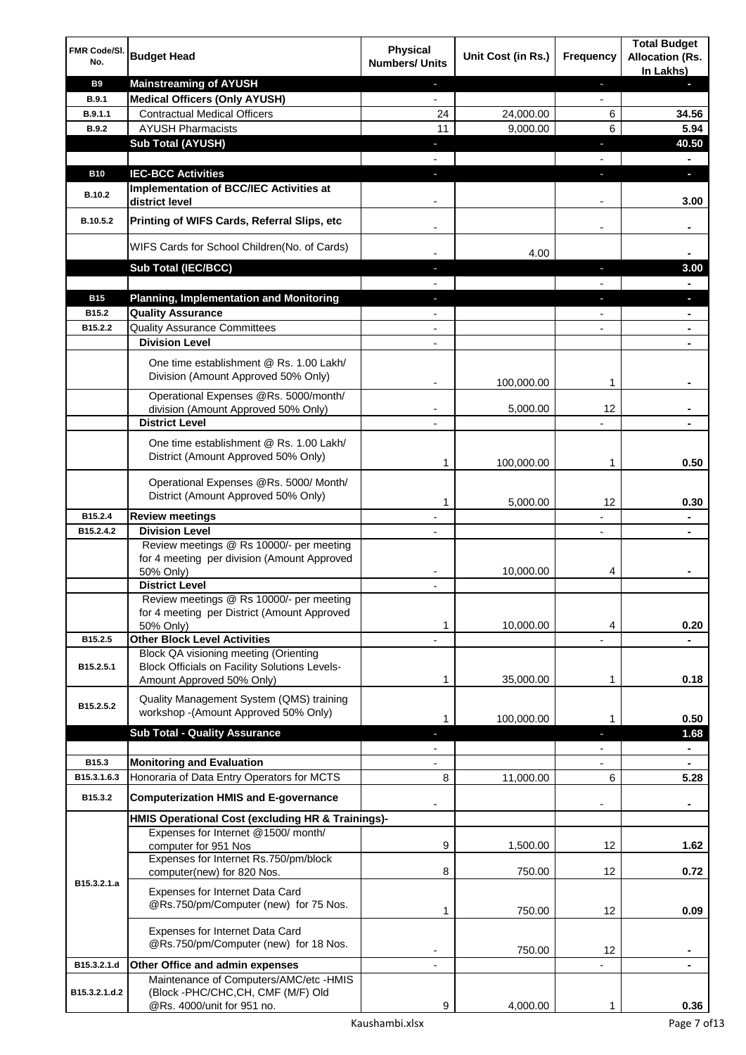| FMR Code/Sl. No. | Budget Head | Physical Numbers/ Units | Unit Cost (in Rs.) | Frequency | Total Budget Allocation (Rs. In Lakhs) |
|---|---|---|---|---|---|
| B9 | **Mainstreaming of AYUSH** | - | | - | - |
| B.9.1 | **Medical Officers (Only AYUSH)** | - | | - | |
| B.9.1.1 | Contractual Medical Officers | 24 | 24,000.00 | 6 | **34.56** |
| B.9.2 | AYUSH Pharmacists | 11 | 9,000.00 | 6 | **5.94** |
| | **Sub Total (AYUSH)** | - | | - | **40.50** |
| | | - | | - | - |
| B10 | **IEC-BCC Activities** | - | | - | - |
| B.10.2 | **Implementation of BCC/IEC Activities at district level** | - | | - | **3.00** |
| B.10.5.2 | **Printing of WIFS Cards, Referral Slips, etc** | - | | - | - |
| | WIFS Cards for School Children(No. of Cards) | - | 4.00 | | - |
| | **Sub Total (IEC/BCC)** | - | | - | **3.00** |
| | | - | | - | - |
| B15 | **Planning, Implementation and Monitoring** | - | | - | - |
| B15.2 | **Quality Assurance** | - | | - | - |
| B15.2.2 | Quality Assurance Committees | - | | - | - |
| | **Division Level** | - | | | - |
| | One time establishment @ Rs. 1.00 Lakh/ Division (Amount Approved 50% Only) | - | 100,000.00 | 1 | - |
| | Operational Expenses @Rs. 5000/month/ division (Amount Approved 50% Only) | - | 5,000.00 | 12 | - |
| | **District Level** | - | | - | - |
| | One time establishment @ Rs. 1.00 Lakh/ District (Amount Approved 50% Only) | 1 | 100,000.00 | 1 | **0.50** |
| | Operational Expenses @Rs. 5000/ Month/ District (Amount Approved 50% Only) | 1 | 5,000.00 | 12 | **0.30** |
| B15.2.4 | **Review meetings** | - | | - | - |
| B15.2.4.2 | **Division Level** | - | | - | - |
| | Review meetings @ Rs 10000/- per meeting for 4 meeting per division (Amount Approved 50% Only) | - | 10,000.00 | 4 | - |
| | **District Level** | - | | | |
| | Review meetings @ Rs 10000/- per meeting for 4 meeting per District (Amount Approved 50% Only) | 1 | 10,000.00 | 4 | **0.20** |
| B15.2.5 | **Other Block Level Activities** | - | | - | - |
| B15.2.5.1 | Block QA visioning meeting (Orienting Block Officials on Facility Solutions Levels- Amount Approved 50% Only) | 1 | 35,000.00 | 1 | **0.18** |
| B15.2.5.2 | Quality Management System (QMS) training workshop -(Amount Approved 50% Only) | 1 | 100,000.00 | 1 | **0.50** |
| | **Sub Total - Quality Assurance** | - | | - | **1.68** |
| | | - | | - | - |
| B15.3 | **Monitoring and Evaluation** | - | | - | - |
| B15.3.1.6.3 | Honoraria of Data Entry Operators for MCTS | 8 | 11,000.00 | 6 | **5.28** |
| B15.3.2 | **Computerization HMIS and E-governance** | - | | - | - |
| | **HMIS Operational Cost (excluding HR & Trainings)-** | | | | |
| B15.3.2.1.a | Expenses for Internet @1500/ month/ computer for 951 Nos | 9 | 1,500.00 | 12 | **1.62** |
| | Expenses for Internet Rs.750/pm/block computer(new) for 820 Nos. | 8 | 750.00 | 12 | **0.72** |
| | Expenses for Internet Data Card @Rs.750/pm/Computer (new) for 75 Nos. | 1 | 750.00 | 12 | **0.09** |
| | Expenses for Internet Data Card @Rs.750/pm/Computer (new) for 18 Nos. | - | 750.00 | 12 | - |
| B15.3.2.1.d | **Other Office and admin expenses** | - | | - | - |
| B15.3.2.1.d.2 | Maintenance of Computers/AMC/etc -HMIS (Block -PHC/CHC,CH, CMF (M/F) Old @Rs. 4000/unit for 951 no. | 9 | 4,000.00 | 1 | **0.36** |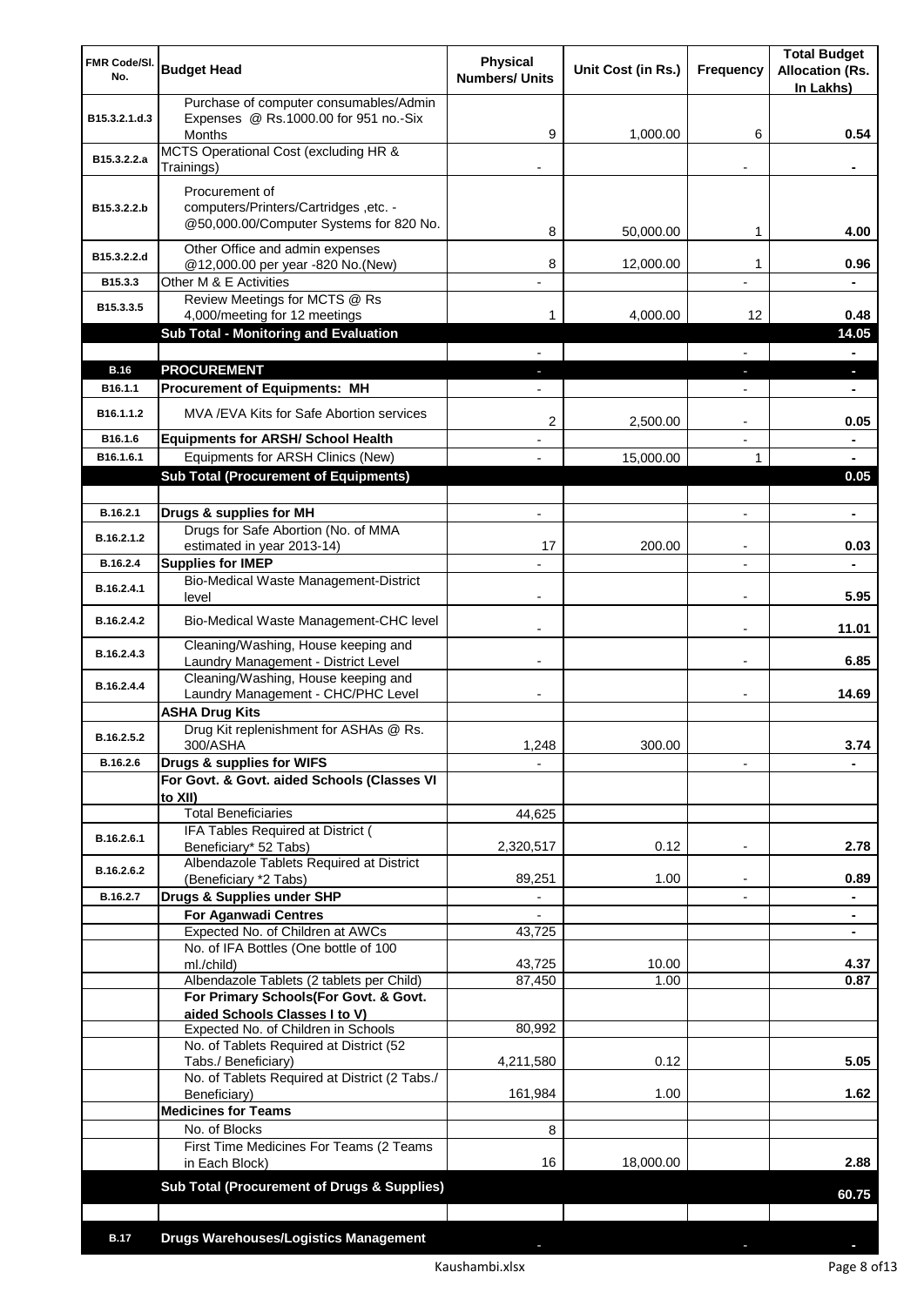| FMR Code/Sl. No. | Budget Head | Physical Numbers/ Units | Unit Cost (in Rs.) | Frequency | Total Budget Allocation (Rs. In Lakhs) |
|---|---|---|---|---|---|
| B15.3.2.1.d.3 | Purchase of computer consumables/Admin Expenses @ Rs.1000.00 for 951 no.-Six Months | 9 | 1,000.00 | 6 | 0.54 |
| B15.3.2.2.a | MCTS Operational Cost (excluding HR & Trainings) | - | | - | - |
| B15.3.2.2.b | Procurement of computers/Printers/Cartridges ,etc. - @50,000.00/Computer Systems for 820 No. | 8 | 50,000.00 | 1 | 4.00 |
| B15.3.2.2.d | Other Office and admin expenses @12,000.00 per year -820 No.(New) | 8 | 12,000.00 | 1 | 0.96 |
| B15.3.3 | Other M & E Activities | - | | - | - |
| B15.3.3.5 | Review Meetings for MCTS @ Rs 4,000/meeting for 12 meetings | 1 | 4,000.00 | 12 | 0.48 |
| | **Sub Total - Monitoring and Evaluation** | | | | **14.05** |
| | | - | | - | - |
| **B.16** | **PROCUREMENT** | - | | - | - |
| B16.1.1 | **Procurement of Equipments: MH** | - | | - | - |
| B16.1.1.2 | MVA /EVA Kits for Safe Abortion services | 2 | 2,500.00 | - | 0.05 |
| B16.1.6 | **Equipments for ARSH/ School Health** | - | | - | - |
| B16.1.6.1 | Equipments for ARSH Clinics (New) | - | 15,000.00 | 1 | - |
| | **Sub Total (Procurement of Equipments)** | | | | **0.05** |
| | | | | | |
| B.16.2.1 | **Drugs & supplies for MH** | - | | - | - |
| B.16.2.1.2 | Drugs for Safe Abortion (No. of MMA estimated in year 2013-14) | 17 | 200.00 | - | 0.03 |
| B.16.2.4 | **Supplies for IMEP** | - | | - | - |
| B.16.2.4.1 | Bio-Medical Waste Management-District level | - | | - | 5.95 |
| B.16.2.4.2 | Bio-Medical Waste Management-CHC level | - | | - | 11.01 |
| B.16.2.4.3 | Cleaning/Washing, House keeping and Laundry Management - District Level | - | | - | 6.85 |
| B.16.2.4.4 | Cleaning/Washing, House keeping and Laundry Management - CHC/PHC Level | - | | - | 14.69 |
| | **ASHA Drug Kits** | | | | |
| B.16.2.5.2 | Drug Kit replenishment for ASHAs @ Rs. 300/ASHA | 1,248 | 300.00 | | 3.74 |
| B.16.2.6 | **Drugs & supplies for WIFS** | - | | - | - |
| | **For Govt. & Govt. aided Schools (Classes VI to XII)** | | | | |
| | Total Beneficiaries | 44,625 | | | |
| B.16.2.6.1 | IFA Tables Required at District ( Beneficiary* 52 Tabs) | 2,320,517 | 0.12 | - | 2.78 |
| B.16.2.6.2 | Albendazole Tablets Required at District (Beneficiary *2 Tabs) | 89,251 | 1.00 | - | 0.89 |
| B.16.2.7 | **Drugs & Supplies under SHP** | - | | - | - |
| | **For Aganwadi Centres** | - | | | - |
| | Expected No. of Children at AWCs | 43,725 | | | - |
| | No. of IFA Bottles (One bottle of 100 ml./child) | 43,725 | 10.00 | | 4.37 |
| | Albendazole Tablets (2 tablets per Child) | 87,450 | 1.00 | | 0.87 |
| | **For Primary Schools(For Govt. & Govt. aided Schools Classes I to V)** | | | | |
| | Expected No. of Children in Schools | 80,992 | | | |
| | No. of Tablets Required at District (52 Tabs./ Beneficiary) | 4,211,580 | 0.12 | | 5.05 |
| | No. of Tablets Required at District (2 Tabs./ Beneficiary) | 161,984 | 1.00 | | 1.62 |
| | **Medicines for Teams** | | | | |
| | No. of Blocks | 8 | | | |
| | First Time Medicines For Teams (2 Teams in Each Block) | 16 | 18,000.00 | | 2.88 |
| | **Sub Total (Procurement of Drugs & Supplies)** | | | | **60.75** |
| | | | | | |
| **B.17** | **Drugs Warehouses/Logistics Management** | - | | - | - |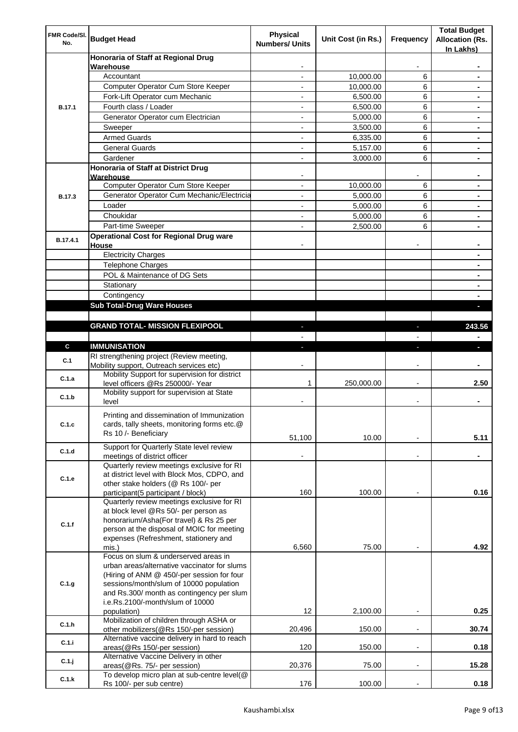| FMR Code/Sl. No. | Budget Head | Physical Numbers/ Units | Unit Cost (in Rs.) | Frequency | Total Budget Allocation (Rs. In Lakhs) |
|---|---|---|---|---|---|
| B.17.1 | Honoraria of Staff at Regional Drug Warehouse | - | | - | - |
| | Accountant | - | 10,000.00 | 6 | - |
| | Computer Operator Cum Store Keeper | - | 10,000.00 | 6 | - |
| | Fork-Lift Operator cum Mechanic | - | 6,500.00 | 6 | - |
| | Fourth class / Loader | - | 6,500.00 | 6 | - |
| | Generator Operator cum Electrician | - | 5,000.00 | 6 | - |
| | Sweeper | - | 3,500.00 | 6 | - |
| | Armed Guards | - | 6,335.00 | 6 | - |
| | General Guards | - | 5,157.00 | 6 | - |
| | Gardener | - | 3,000.00 | 6 | - |
| B.17.3 | Honoraria of Staff at District Drug Warehouse | - | | - | - |
| | Computer Operator Cum Store Keeper | - | 10,000.00 | 6 | - |
| | Generator Operator Cum Mechanic/Electricia | - | 5,000.00 | 6 | - |
| | Loader | - | 5,000.00 | 6 | - |
| | Choukidar | - | 5,000.00 | 6 | - |
| | Part-time Sweeper | - | 2,500.00 | 6 | - |
| B.17.4.1 | Operational Cost for Regional Drug ware House | - | | - | - |
| | Electricity Charges | | | | - |
| | Telephone Charges | | | | - |
| | POL & Maintenance of DG Sets | | | | - |
| | Stationary | | | | - |
| | Contingency | | | | - |
| | **Sub Total-Drug Ware Houses** | | | | - |
| | | | | | |
| | **GRAND TOTAL- MISSION FLEXIPOOL** | - | | - | **243.56** |
| | | - | | - | - |
| **C** | **IMMUNISATION** | - | | - | - |
| C.1 | RI strengthening project (Review meeting, Mobility support, Outreach services etc) | - | | - | - |
| C.1.a | Mobility Support for supervision for district level officers @Rs 250000/- Year | 1 | 250,000.00 | - | 2.50 |
| C.1.b | Mobility support for supervision at State level | - | | - | - |
| C.1.c | Printing and dissemination of Immunization cards, tally sheets, monitoring forms etc.@ Rs 10 /- Beneficiary | 51,100 | 10.00 | - | 5.11 |
| C.1.d | Support for Quarterly State level review meetings of district officer | - | | - | - |
| C.1.e | Quarterly review meetings exclusive for RI at district level with Block Mos, CDPO, and other stake holders (@ Rs 100/- per participant(5 participant / block) | 160 | 100.00 | - | 0.16 |
| C.1.f | Quarterly review meetings exclusive for RI at block level @Rs 50/- per person as honorarium/Asha(For travel) & Rs 25 per person at the disposal of MOIC for meeting expenses (Refreshment, stationery and mis.) | 6,560 | 75.00 | - | 4.92 |
| C.1.g | Focus on slum & underserved areas in urban areas/alternative vaccinator for slums (Hiring of ANM @ 450/-per session for four sessions/month/slum of 10000 population and Rs.300/ month as contingency per slum i.e.Rs.2100/-month/slum of 10000 population) | 12 | 2,100.00 | - | 0.25 |
| C.1.h | Mobilization of children through ASHA or other mobilizers(@Rs 150/-per session) | 20,496 | 150.00 | - | 30.74 |
| C.1.i | Alternative vaccine delivery in hard to reach areas(@Rs 150/-per session) | 120 | 150.00 | - | 0.18 |
| C.1.j | Alternative Vaccine Delivery in other areas(@Rs. 75/- per session) | 20,376 | 75.00 | - | 15.28 |
| C.1.k | To develop micro plan at sub-centre level(@ Rs 100/- per sub centre) | 176 | 100.00 | - | 0.18 |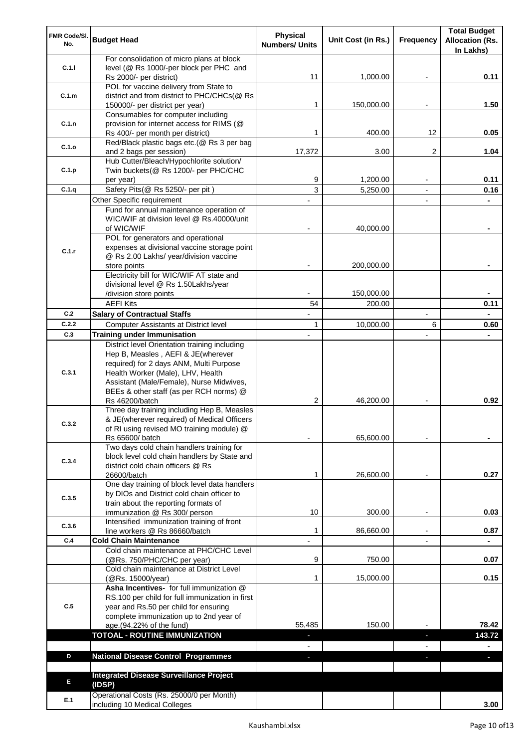| FMR Code/Sl. No. | Budget Head | Physical Numbers/ Units | Unit Cost (in Rs.) | Frequency | Total Budget Allocation (Rs. In Lakhs) |
|---|---|---|---|---|---|
| C.1.l | For consolidation of micro plans at block level (@ Rs 1000/-per block per PHC and Rs 2000/- per district) | 11 | 1,000.00 | - | 0.11 |
| C.1.m | POL for vaccine delivery from State to district and from district to PHC/CHCs(@ Rs 150000/- per district per year) | 1 | 150,000.00 | - | 1.50 |
| C.1.n | Consumables for computer including provision for internet access for RIMS (@ Rs 400/- per month per district) | 1 | 400.00 | 12 | 0.05 |
| C.1.o | Red/Black plastic bags etc.(@ Rs 3 per bag and 2 bags per session) | 17,372 | 3.00 | 2 | 1.04 |
| C.1.p | Hub Cutter/Bleach/Hypochlorite solution/ Twin buckets(@ Rs 1200/- per PHC/CHC per year) | 9 | 1,200.00 | - | 0.11 |
| C.1.q | Safety Pits(@ Rs 5250/- per pit ) | 3 | 5,250.00 | - | 0.16 |
| C.1.r | Other Specific requirement | - | | - | - |
| | Fund for annual maintenance operation of WIC/WIF at division level @ Rs.40000/unit of WIC/WIF | - | 40,000.00 | | - |
| | POL for generators and operational expenses at divisional vaccine storage point @ Rs 2.00 Lakhs/ year/division vaccine store points | - | 200,000.00 | | - |
| | Electricity bill for WIC/WIF AT state and divisional level @ Rs 1.50Lakhs/year /division store points | - | 150,000.00 | | - |
| | AEFI Kits | 54 | 200.00 | | 0.11 |
| C.2 | **Salary of Contractual Staffs** | - | | - | - |
| C.2.2 | Computer Assistants at District level | 1 | 10,000.00 | 6 | 0.60 |
| C.3 | **Training under Immunisation** | - | | - | - |
| C.3.1 | District level Orientation training including Hep B, Measles , AEFI & JE(wherever required) for 2 days ANM, Multi Purpose Health Worker (Male), LHV, Health Assistant (Male/Female), Nurse Midwives, BEEs & other staff (as per RCH norms) @ Rs 46200/batch | 2 | 46,200.00 | - | 0.92 |
| C.3.2 | Three day training including Hep B, Measles & JE(wherever required) of Medical Officers of RI using revised MO training module) @ Rs 65600/ batch | - | 65,600.00 | - | - |
| C.3.4 | Two days cold chain handlers training for block level cold chain handlers by State and district cold chain officers @ Rs 26600/batch | 1 | 26,600.00 | - | 0.27 |
| C.3.5 | One day training of block level data handlers by DIOs and District cold chain officer to train about the reporting formats of immunization @ Rs 300/ person | 10 | 300.00 | - | 0.03 |
| C.3.6 | Intensified immunization training of front line workers @ Rs 86660/batch | 1 | 86,660.00 | - | 0.87 |
| C.4 | **Cold Chain Maintenance** | - | | - | - |
| | Cold chain maintenance at PHC/CHC Level (@Rs. 750/PHC/CHC per year) | 9 | 750.00 | | 0.07 |
| | Cold chain maintenance at District Level (@Rs. 15000/year) | 1 | 15,000.00 | | 0.15 |
| C.5 | **Asha Incentives-** for full immunization @ RS.100 per child for full immunization in first year and Rs.50 per child for ensuring complete immunization up to 2nd year of age.(94.22% of the fund) | 55,485 | 150.00 | - | 78.42 |
| | **TOTOAL - ROUTINE IMMUNIZATION** | - | | - | **143.72** |
| | | - | | - | - |
| D | **National Disease Control Programmes** | - | | - | - |
| | | | | | |
| E | **Integrated Disease Surveillance Project (IDSP)** | | | | |
| E.1 | Operational Costs (Rs. 25000/0 per Month) including 10 Medical Colleges | | | | 3.00 |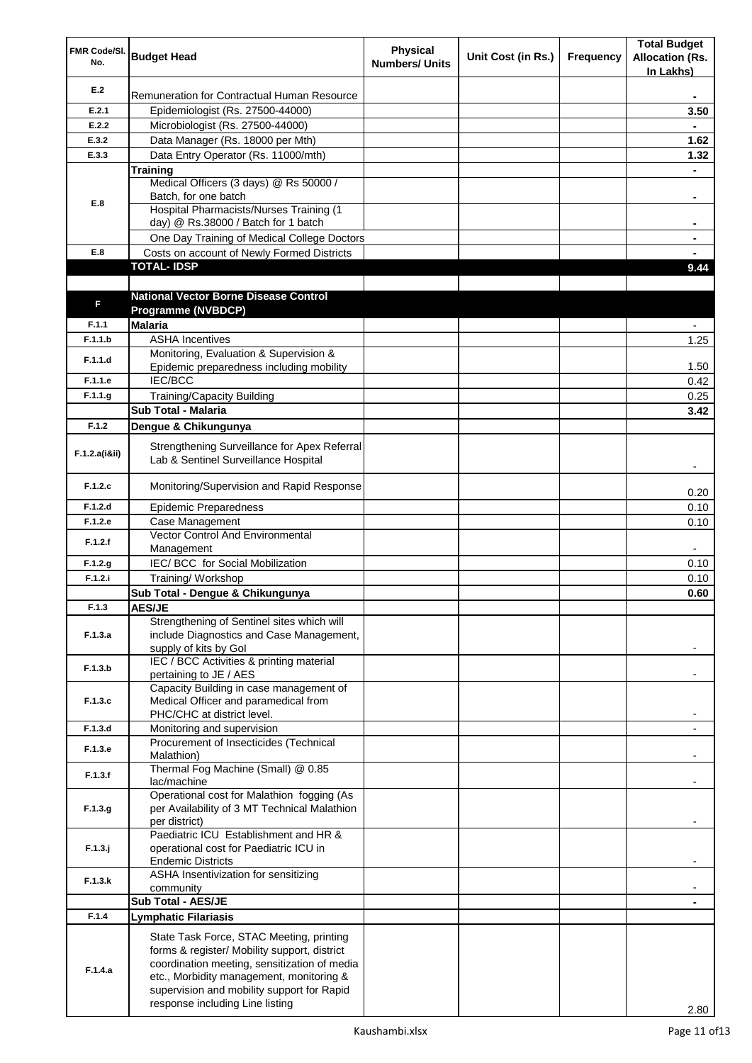| FMR Code/Sl. No. | Budget Head | Physical Numbers/ Units | Unit Cost (in Rs.) | Frequency | Total Budget Allocation (Rs. In Lakhs) |
|---|---|---|---|---|---|
| E.2 | Remuneration for Contractual Human Resource | | | | - |
| E.2.1 | Epidemiologist (Rs. 27500-44000) | | | | 3.50 |
| E.2.2 | Microbiologist (Rs. 27500-44000) | | | | - |
| E.3.2 | Data Manager (Rs. 18000 per Mth) | | | | 1.62 |
| E.3.3 | Data Entry Operator (Rs. 11000/mth) | | | | 1.32 |
| E.8 | **Training** | | | | - |
| | Medical Officers (3 days) @ Rs 50000 / Batch, for one batch | | | | - |
| | Hospital Pharmacists/Nurses Training (1 day) @ Rs.38000 / Batch for 1 batch | | | | - |
| | One Day Training of Medical College Doctors | | | | - |
| E.8 | Costs on account of Newly Formed Districts | | | | - |
| | **TOTAL- IDSP** | | | | **9.44** |
| | | | | | |
| F | **National Vector Borne Disease Control Programme (NVBDCP)** | | | | |
| F.1.1 | **Malaria** | | | | - |
| F.1.1.b | ASHA Incentives | | | | 1.25 |
| F.1.1.d | Monitoring, Evaluation & Supervision & Epidemic preparedness including mobility | | | | 1.50 |
| F.1.1.e | IEC/BCC | | | | 0.42 |
| F.1.1.g | Training/Capacity Building | | | | 0.25 |
| | **Sub Total - Malaria** | | | | **3.42** |
| F.1.2 | **Dengue & Chikungunya** | | | | |
| F.1.2.a(i&ii) | Strengthening Surveillance for Apex Referral Lab & Sentinel Surveillance Hospital | | | | - |
| F.1.2.c | Monitoring/Supervision and Rapid Response | | | | 0.20 |
| F.1.2.d | Epidemic Preparedness | | | | 0.10 |
| F.1.2.e | Case Management | | | | 0.10 |
| F.1.2.f | Vector Control And Environmental Management | | | | - |
| F.1.2.g | IEC/ BCC for Social Mobilization | | | | 0.10 |
| F.1.2.i | Training/ Workshop | | | | 0.10 |
| | **Sub Total - Dengue & Chikungunya** | | | | **0.60** |
| F.1.3 | **AES/JE** | | | | |
| F.1.3.a | Strengthening of Sentinel sites which will include Diagnostics and Case Management, supply of kits by GoI | | | | - |
| F.1.3.b | IEC / BCC Activities & printing material pertaining to JE / AES | | | | - |
| F.1.3.c | Capacity Building in case management of Medical Officer and paramedical from PHC/CHC at district level. | | | | - |
| F.1.3.d | Monitoring and supervision | | | | - |
| F.1.3.e | Procurement of Insecticides (Technical Malathion) | | | | - |
| F.1.3.f | Thermal Fog Machine (Small) @ 0.85 lac/machine | | | | - |
| F.1.3.g | Operational cost for Malathion fogging (As per Availability of 3 MT Technical Malathion per district) | | | | - |
| F.1.3.j | Paediatric ICU Establishment and HR & operational cost for Paediatric ICU in Endemic Districts | | | | - |
| F.1.3.k | ASHA Insentivization for sensitizing community | | | | - |
| | **Sub Total - AES/JE** | | | | - |
| F.1.4 | **Lymphatic Filariasis** | | | | |
| F.1.4.a | State Task Force, STAC Meeting, printing forms & register/ Mobility support, district coordination meeting, sensitization of media etc., Morbidity management, monitoring & supervision and mobility support for Rapid response including Line listing | | | | 2.80 |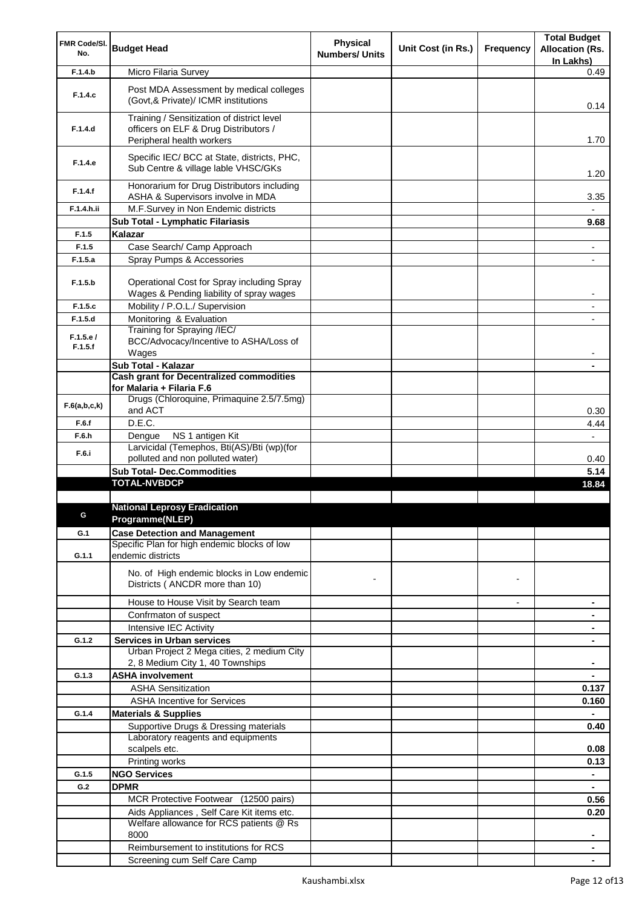| FMR Code/Sl. No. | Budget Head | Physical Numbers/ Units | Unit Cost (in Rs.) | Frequency | Total Budget Allocation (Rs. In Lakhs) |
|---|---|---|---|---|---|
| F.1.4.b | Micro Filaria Survey | | | | 0.49 |
| F.1.4.c | Post MDA Assessment by medical colleges (Govt,& Private)/ ICMR institutions | | | | 0.14 |
| F.1.4.d | Training / Sensitization of district level officers on ELF & Drug Distributors / Peripheral health workers | | | | 1.70 |
| F.1.4.e | Specific IEC/ BCC at State, districts, PHC, Sub Centre & village lable VHSC/GKs | | | | 1.20 |
| F.1.4.f | Honorarium for Drug Distributors including ASHA & Supervisors involve in MDA | | | | 3.35 |
| F.1.4.h.ii | M.F.Survey in Non Endemic districts | | | | - |
| | **Sub Total - Lymphatic Filariasis** | | | | **9.68** |
| F.1.5 | **Kalazar** | | | | |
| F.1.5 | Case Search/ Camp Approach | | | | - |
| F.1.5.a | Spray Pumps & Accessories | | | | - |
| F.1.5.b | Operational Cost for Spray including Spray Wages & Pending liability of spray wages | | | | - |
| F.1.5.c | Mobility / P.O.L./ Supervision | | | | - |
| F.1.5.d | Monitoring & Evaluation | | | | - |
| F.1.5.e / F.1.5.f | Training for Spraying /IEC/ BCC/Advocacy/Incentive to ASHA/Loss of Wages | | | | - |
| | **Sub Total - Kalazar** | | | | **-** |
| | **Cash grant for Decentralized commodities for Malaria + Filaria F.6** | | | | |
| F.6(a,b,c,k) | Drugs (Chloroquine, Primaquine 2.5/7.5mg) and ACT | | | | 0.30 |
| F.6.f | D.E.C. | | | | 4.44 |
| F.6.h | Dengue NS 1 antigen Kit | | | | - |
| F.6.i | Larvicidal (Temephos, Bti(AS)/Bti (wp)(for polluted and non polluted water) | | | | 0.40 |
| | **Sub Total- Dec.Commodities** | | | | **5.14** |
| | **TOTAL-NVBDCP** | | | | **18.84** |
| | | | | | |
| G | **National Leprosy Eradication Programme(NLEP)** | | | | |
| G.1 | **Case Detection and Management** | | | | |
| G.1.1 | Specific Plan for high endemic blocks of low endemic districts | | | | |
| | No. of High endemic blocks in Low endemic Districts ( ANCDR more than 10) | - | | - | |
| | House to House Visit by Search team | | | - | - |
| | Confrmaton of suspect | | | | - |
| | Intensive IEC Activity | | | | - |
| G.1.2 | **Services in Urban services** | | | | - |
| | Urban Project 2 Mega cities, 2 medium City 2, 8 Medium City 1, 40 Townships | | | | - |
| G.1.3 | **ASHA involvement** | | | | - |
| | ASHA Sensitization | | | | **0.137** |
| | ASHA Incentive for Services | | | | **0.160** |
| G.1.4 | **Materials & Supplies** | | | | - |
| | Supportive Drugs & Dressing materials | | | | **0.40** |
| | Laboratory reagents and equipments scalpels etc. | | | | **0.08** |
| | Printing works | | | | **0.13** |
| G.1.5 | **NGO Services** | | | | - |
| G.2 | **DPMR** | | | | - |
| | MCR Protective Footwear (12500 pairs) | | | | **0.56** |
| | Aids Appliances , Self Care Kit items etc. | | | | **0.20** |
| | Welfare allowance for RCS patients @ Rs 8000 | | | | - |
| | Reimbursement to institutions for RCS | | | | - |
| | Screening cum Self Care Camp | | | | - |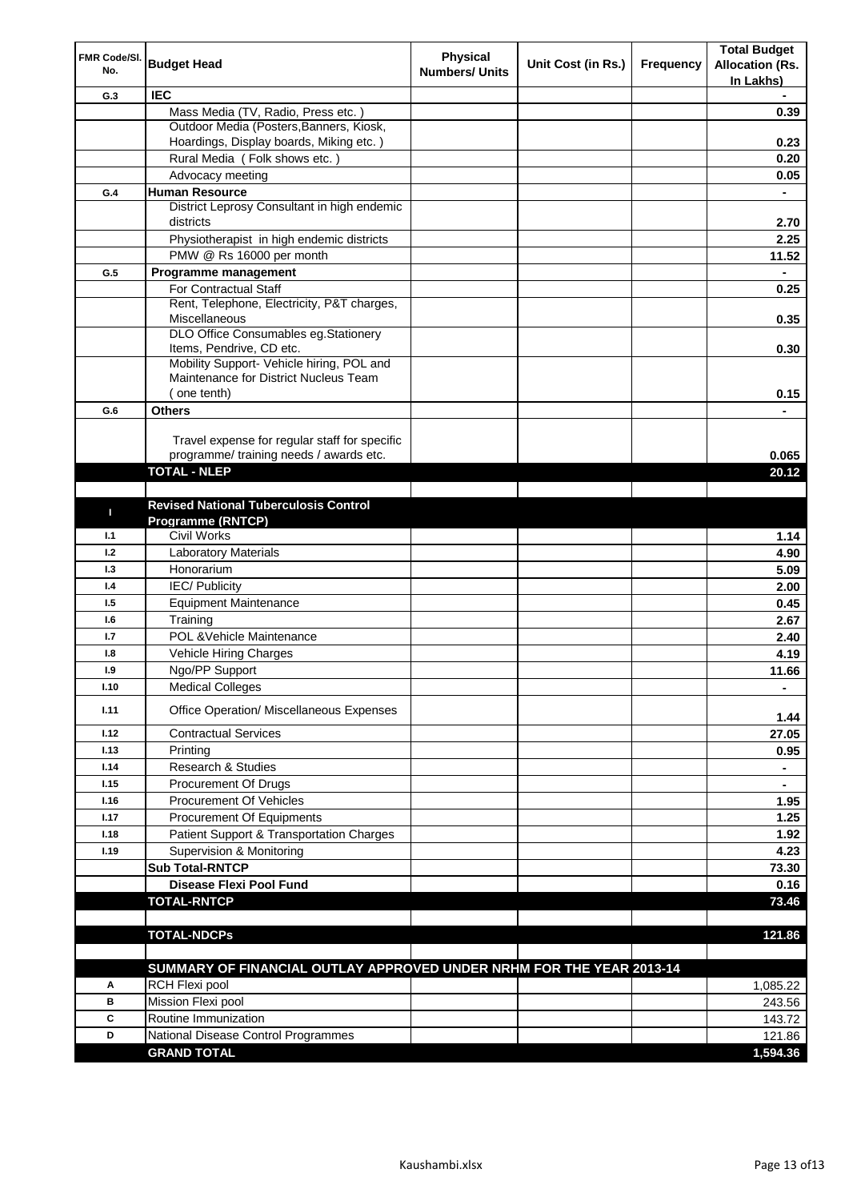| FMR Code/Sl. No. | Budget Head | Physical Numbers/ Units | Unit Cost (in Rs.) | Frequency | Total Budget Allocation (Rs. In Lakhs) |
|---|---|---|---|---|---|
| G.3 | **IEC** | | | | - |
| | Mass Media (TV, Radio, Press etc. ) | | | | 0.39 |
| | Outdoor Media (Posters,Banners, Kiosk, Hoardings, Display boards, Miking etc. ) | | | | 0.23 |
| | Rural Media ( Folk shows etc. ) | | | | 0.20 |
| | Advocacy meeting | | | | 0.05 |
| G.4 | **Human Resource** | | | | - |
| | District Leprosy Consultant in high endemic districts | | | | 2.70 |
| | Physiotherapist in high endemic districts | | | | 2.25 |
| | PMW @ Rs 16000 per month | | | | 11.52 |
| G.5 | **Programme management** | | | | - |
| | For Contractual Staff | | | | 0.25 |
| | Rent, Telephone, Electricity, P&T charges, Miscellaneous | | | | 0.35 |
| | DLO Office Consumables eg.Stationery Items, Pendrive, CD etc. | | | | 0.30 |
| | Mobility Support- Vehicle hiring, POL and Maintenance for District Nucleus Team ( one tenth) | | | | 0.15 |
| G.6 | **Others** | | | | - |
| | Travel expense for regular staff for specific programme/ training needs / awards etc. | | | | 0.065 |
| | **TOTAL - NLEP** | | | | **20.12** |
| | | | | | |
| I | **Revised National Tuberculosis Control Programme (RNTCP)** | | | | |
| I.1 | Civil Works | | | | 1.14 |
| I.2 | Laboratory Materials | | | | 4.90 |
| I.3 | Honorarium | | | | 5.09 |
| I.4 | IEC/ Publicity | | | | 2.00 |
| I.5 | Equipment Maintenance | | | | 0.45 |
| I.6 | Training | | | | 2.67 |
| I.7 | POL &Vehicle Maintenance | | | | 2.40 |
| I.8 | Vehicle Hiring Charges | | | | 4.19 |
| I.9 | Ngo/PP Support | | | | 11.66 |
| I.10 | Medical Colleges | | | | - |
| I.11 | Office Operation/ Miscellaneous Expenses | | | | 1.44 |
| I.12 | Contractual Services | | | | 27.05 |
| I.13 | Printing | | | | 0.95 |
| I.14 | Research & Studies | | | | - |
| I.15 | Procurement Of Drugs | | | | - |
| I.16 | Procurement Of Vehicles | | | | 1.95 |
| I.17 | Procurement Of Equipments | | | | 1.25 |
| I.18 | Patient Support & Transportation Charges | | | | 1.92 |
| I.19 | Supervision & Monitoring | | | | 4.23 |
| | **Sub Total-RNTCP** | | | | **73.30** |
| | **Disease Flexi Pool Fund** | | | | **0.16** |
| | **TOTAL-RNTCP** | | | | **73.46** |
| | | | | | |
| | **TOTAL-NDCPs** | | | | **121.86** |
| | | | | | |
| | **SUMMARY OF FINANCIAL OUTLAY APPROVED UNDER NRHM FOR THE YEAR 2013-14** | | | | |
| A | RCH Flexi pool | | | | 1,085.22 |
| B | Mission Flexi pool | | | | 243.56 |
| C | Routine Immunization | | | | 143.72 |
| D | National Disease Control Programmes | | | | 121.86 |
| | **GRAND TOTAL** | | | | **1,594.36** |